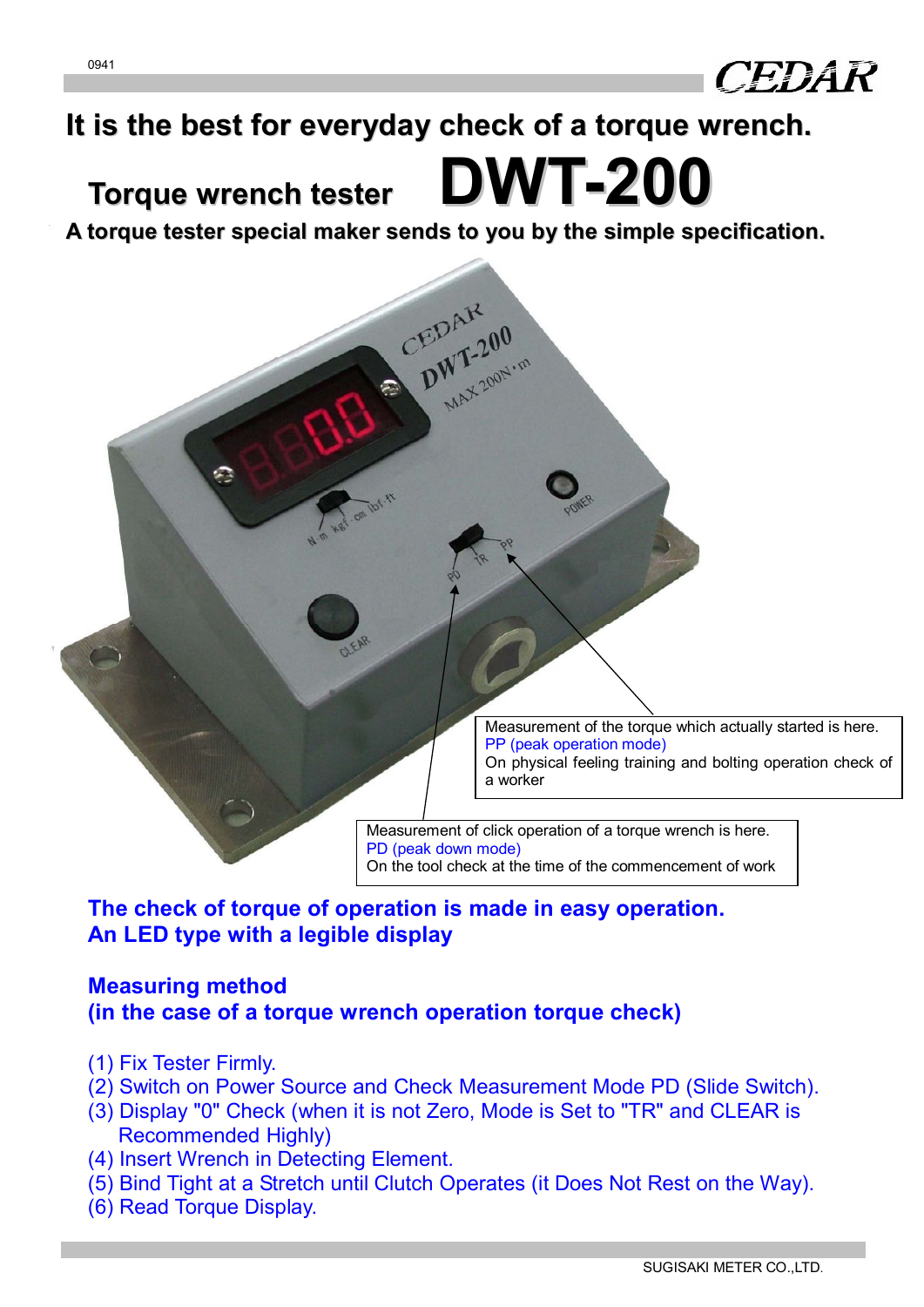# It is the best for everyday check of a torque wrench.

## Torque wrench tester DWT-200

**A torque tester special maker sends to you by the simple specification.**

Measurement of the torque which actually started is here.
PP (peak operation mode)
On physical feeling training and bolting operation check of a worker

Measurement of click operation of a torque wrench is here.
PD (peak down mode)
On the tool check at the time of the commencement of work

**The check of torque of operation is made in easy operation.**
**An LED type with a legible display**

### Measuring method
### (in the case of a torque wrench operation torque check)

(1) Fix Tester Firmly.
(2) Switch on Power Source and Check Measurement Mode PD (Slide Switch).
(3) Display "0" Check (when it is not Zero, Mode is Set to "TR" and CLEAR is Recommended Highly)
(4) Insert Wrench in Detecting Element.
(5) Bind Tight at a Stretch until Clutch Operates (it Does Not Rest on the Way).
(6) Read Torque Display.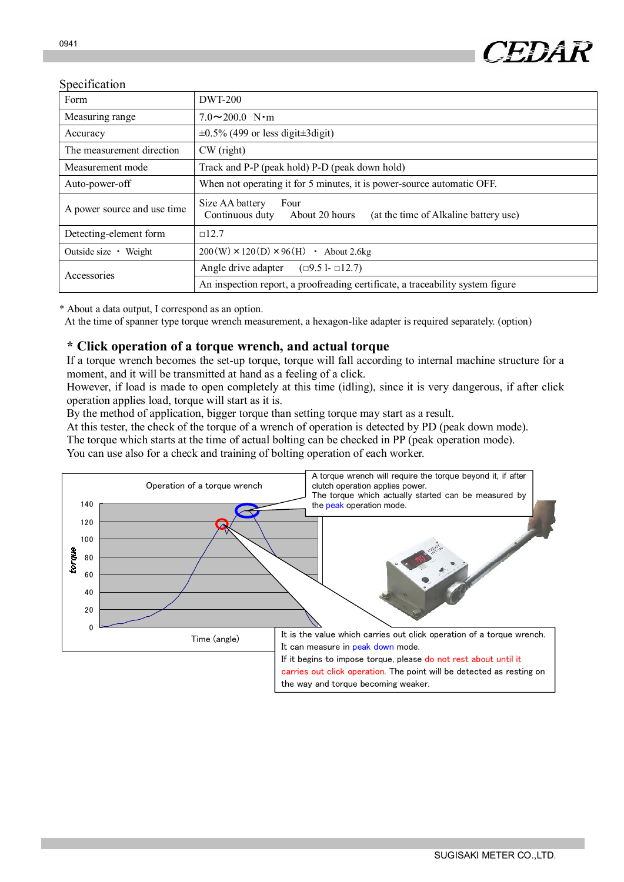## Specification

| | |
|---|---|
| Form | DWT-200 |
| Measuring range | 7.0〜200.0 N･m |
| Accuracy | ±0.5% (499 or less digit±3digit) |
| The measurement direction | CW (right) |
| Measurement mode | Track and P-P (peak hold) P-D (peak down hold) |
| Auto-power-off | When not operating it for 5 minutes, it is power-source automatic OFF. |
| A power source and use time | Size AA battery Four<br>Continuous duty About 20 hours (at the time of Alkaline battery use) |
| Detecting-element form | □12.7 |
| Outside size ・ Weight | 200(W)×120(D)×96(H) ・ About 2.6kg |
| Accessories | Angle drive adapter (□9.5 l- □12.7) |
| | An inspection report, a proofreading certificate, a traceability system figure |

* About a data output, I correspond as an option.
At the time of spanner type torque wrench measurement, a hexagon-like adapter is required separately. (option)

### * Click operation of a torque wrench, and actual torque

If a torque wrench becomes the set-up torque, torque will fall according to internal machine structure for a moment, and it will be transmitted at hand as a feeling of a click.
However, if load is made to open completely at this time (idling), since it is very dangerous, if after click operation applies load, torque will start as it is.
By the method of application, bigger torque than setting torque may start as a result.
At this tester, the check of the torque of a wrench of operation is detected by PD (peak down mode).
The torque which starts at the time of actual bolting can be checked in PP (peak operation mode).
You can use also for a check and training of bolting operation of each worker.

Operation of a torque wrench

torque

140
120
100
80
60
40
20
0

Time (angle)

A torque wrench will require the torque beyond it, if after clutch operation applies power.
The torque which actually started can be measured by the peak operation mode.

It is the value which carries out click operation of a torque wrench.
It can measure in peak down mode.
If it begins to impose torque, please do not rest about until it carries out click operation. The point will be detected as resting on the way and torque becoming weaker.